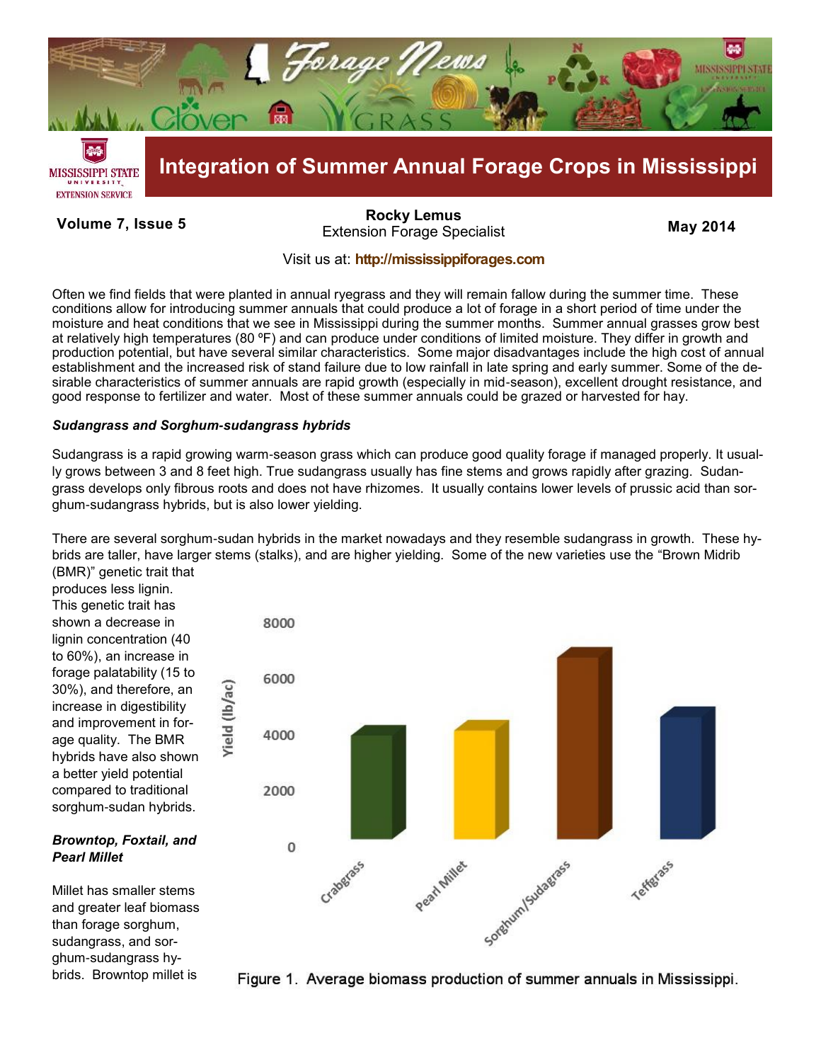# Integration of Summer Annual Forage Crops in Mississippi

**Volume 7, Issue 5**

**Rocky Lemus**
Extension Forage Specialist

**May 2014**

Visit us at: **http://mississippiforages.com**

Often we find fields that were planted in annual ryegrass and they will remain fallow during the summer time. These conditions allow for introducing summer annuals that could produce a lot of forage in a short period of time under the moisture and heat conditions that we see in Mississippi during the summer months. Summer annual grasses grow best at relatively high temperatures (80 ºF) and can produce under conditions of limited moisture. They differ in growth and production potential, but have several similar characteristics. Some major disadvantages include the high cost of annual establishment and the increased risk of stand failure due to low rainfall in late spring and early summer. Some of the desirable characteristics of summer annuals are rapid growth (especially in mid-season), excellent drought resistance, and good response to fertilizer and water. Most of these summer annuals could be grazed or harvested for hay.

### *Sudangrass and Sorghum-sudangrass hybrids*

Sudangrass is a rapid growing warm-season grass which can produce good quality forage if managed properly. It usually grows between 3 and 8 feet high. True sudangrass usually has fine stems and grows rapidly after grazing. Sudangrass develops only fibrous roots and does not have rhizomes. It usually contains lower levels of prussic acid than sorghum-sudangrass hybrids, but is also lower yielding.

There are several sorghum-sudan hybrids in the market nowadays and they resemble sudangrass in growth. These hybrids are taller, have larger stems (stalks), and are higher yielding. Some of the new varieties use the "Brown Midrib (BMR)" genetic trait that produces less lignin. This genetic trait has shown a decrease in lignin concentration (40 to 60%), an increase in forage palatability (15 to 30%), and therefore, an increase in digestibility and improvement in forage quality. The BMR hybrids have also shown a better yield potential compared to traditional sorghum-sudan hybrids.

### *Browntop, Foxtail, and Pearl Millet*

Millet has smaller stems and greater leaf biomass than forage sorghum, sudangrass, and sorghum-sudangrass hybrids. Browntop millet is

Figure 1. Average biomass production of summer annuals in Mississippi.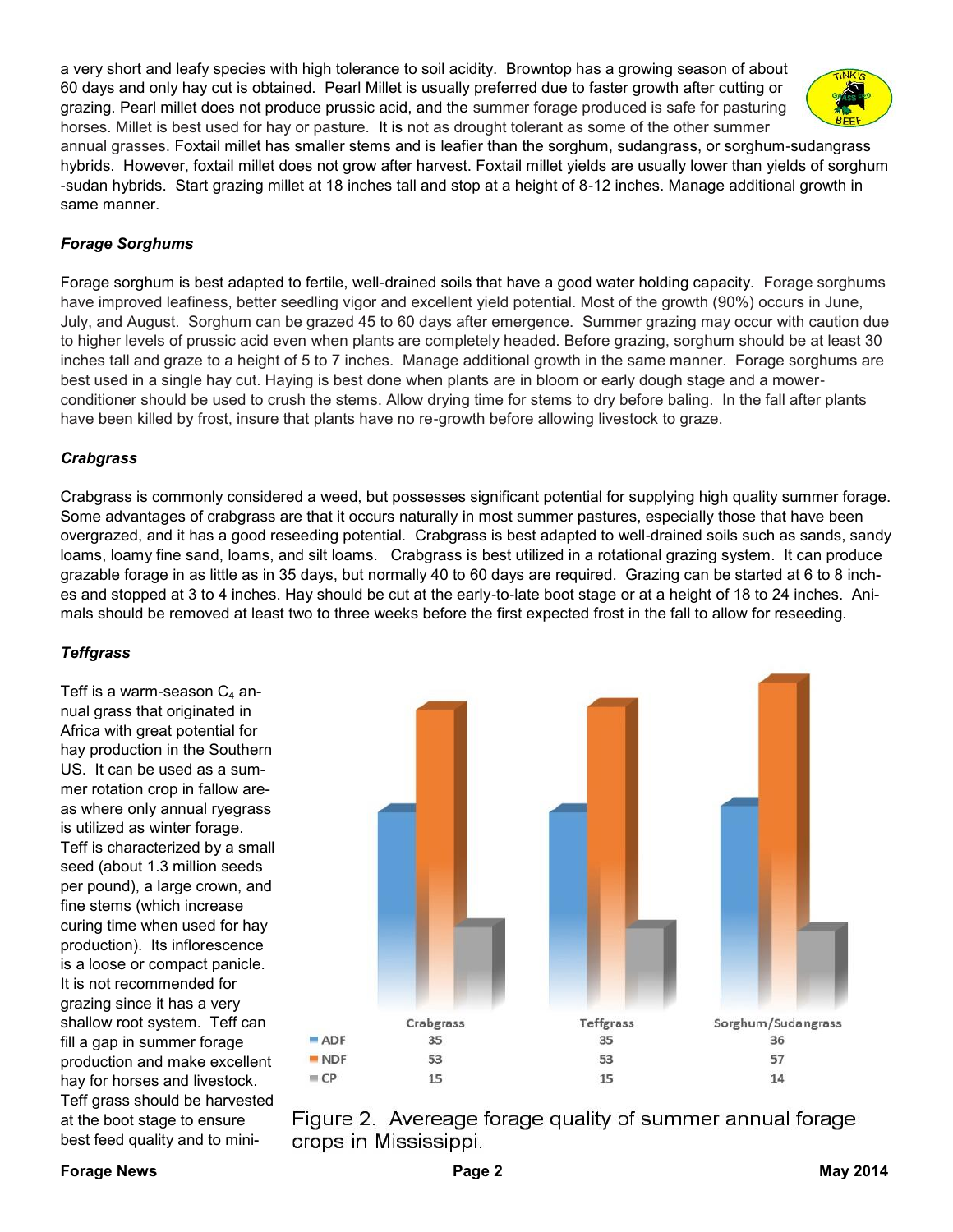a very short and leafy species with high tolerance to soil acidity. Browntop has a growing season of about 60 days and only hay cut is obtained. Pearl Millet is usually preferred due to faster growth after cutting or grazing. Pearl millet does not produce prussic acid, and the summer forage produced is safe for pasturing horses. Millet is best used for hay or pasture. It is not as drought tolerant as some of the other summer annual grasses. Foxtail millet has smaller stems and is leafier than the sorghum, sudangrass, or sorghum-sudangrass hybrids. However, foxtail millet does not grow after harvest. Foxtail millet yields are usually lower than yields of sorghum-sudan hybrids. Start grazing millet at 18 inches tall and stop at a height of 8-12 inches. Manage additional growth in same manner.

### *Forage Sorghums*

Forage sorghum is best adapted to fertile, well-drained soils that have a good water holding capacity. Forage sorghums have improved leafiness, better seedling vigor and excellent yield potential. Most of the growth (90%) occurs in June, July, and August. Sorghum can be grazed 45 to 60 days after emergence. Summer grazing may occur with caution due to higher levels of prussic acid even when plants are completely headed. Before grazing, sorghum should be at least 30 inches tall and graze to a height of 5 to 7 inches. Manage additional growth in the same manner. Forage sorghums are best used in a single hay cut. Haying is best done when plants are in bloom or early dough stage and a mower-conditioner should be used to crush the stems. Allow drying time for stems to dry before baling. In the fall after plants have been killed by frost, insure that plants have no re-growth before allowing livestock to graze.

### *Crabgrass*

Crabgrass is commonly considered a weed, but possesses significant potential for supplying high quality summer forage. Some advantages of crabgrass are that it occurs naturally in most summer pastures, especially those that have been overgrazed, and it has a good reseeding potential. Crabgrass is best adapted to well-drained soils such as sands, sandy loams, loamy fine sand, loams, and silt loams. Crabgrass is best utilized in a rotational grazing system. It can produce grazable forage in as little as in 35 days, but normally 40 to 60 days are required. Grazing can be started at 6 to 8 inches and stopped at 3 to 4 inches. Hay should be cut at the early-to-late boot stage or at a height of 18 to 24 inches. Animals should be removed at least two to three weeks before the first expected frost in the fall to allow for reseeding.

### *Teffgrass*

Teff is a warm-season $C_4$ annual grass that originated in Africa with great potential for hay production in the Southern US. It can be used as a summer rotation crop in fallow areas where only annual ryegrass is utilized as winter forage. Teff is characterized by a small seed (about 1.3 million seeds per pound), a large crown, and fine stems (which increase curing time when used for hay production). Its inflorescence is a loose or compact panicle. It is not recommended for grazing since it has a very shallow root system. Teff can fill a gap in summer forage production and make excellent hay for horses and livestock. Teff grass should be harvested at the boot stage to ensure best feed quality and to mini-

| | Crabgrass | Teffgrass | Sorghum/Sudangrass |
|---|---|---|---|
| ADF | 35 | 35 | 36 |
| NDF | 53 | 53 | 57 |
| CP | 15 | 15 | 14 |

Figure 2. Avereage forage quality of summer annual forage crops in Mississippi.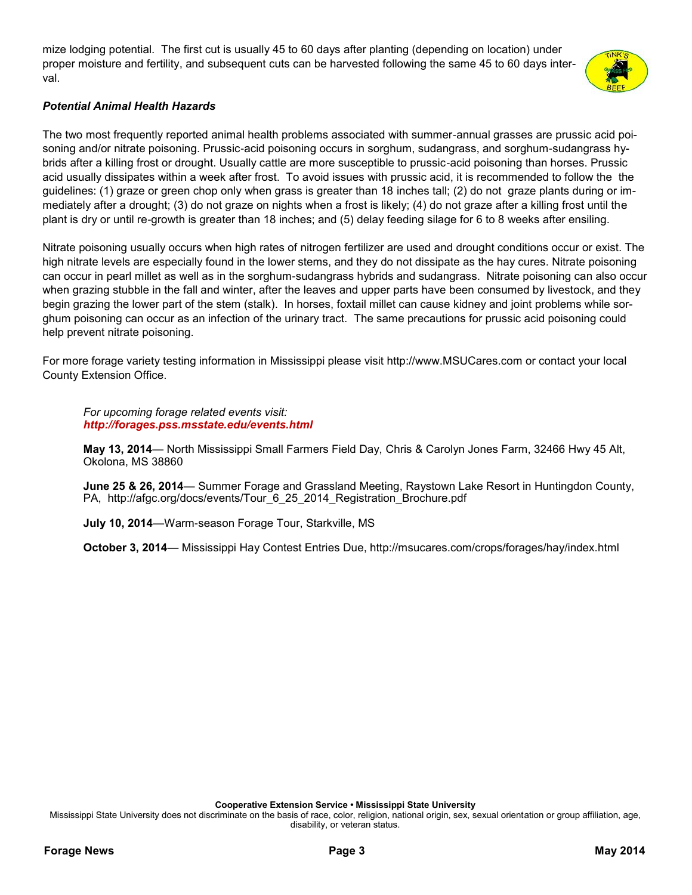mize lodging potential. The first cut is usually 45 to 60 days after planting (depending on location) under proper moisture and fertility, and subsequent cuts can be harvested following the same 45 to 60 days interval.

***Potential Animal Health Hazards***

The two most frequently reported animal health problems associated with summer-annual grasses are prussic acid poisoning and/or nitrate poisoning. Prussic-acid poisoning occurs in sorghum, sudangrass, and sorghum-sudangrass hybrids after a killing frost or drought. Usually cattle are more susceptible to prussic-acid poisoning than horses. Prussic acid usually dissipates within a week after frost. To avoid issues with prussic acid, it is recommended to follow the the guidelines: (1) graze or green chop only when grass is greater than 18 inches tall; (2) do not graze plants during or immediately after a drought; (3) do not graze on nights when a frost is likely; (4) do not graze after a killing frost until the plant is dry or until re-growth is greater than 18 inches; and (5) delay feeding silage for 6 to 8 weeks after ensiling.

Nitrate poisoning usually occurs when high rates of nitrogen fertilizer are used and drought conditions occur or exist. The high nitrate levels are especially found in the lower stems, and they do not dissipate as the hay cures. Nitrate poisoning can occur in pearl millet as well as in the sorghum-sudangrass hybrids and sudangrass. Nitrate poisoning can also occur when grazing stubble in the fall and winter, after the leaves and upper parts have been consumed by livestock, and they begin grazing the lower part of the stem (stalk). In horses, foxtail millet can cause kidney and joint problems while sorghum poisoning can occur as an infection of the urinary tract. The same precautions for prussic acid poisoning could help prevent nitrate poisoning.

For more forage variety testing information in Mississippi please visit http://www.MSUCares.com or contact your local County Extension Office.

*For upcoming forage related events visit:*
***http://forages.pss.msstate.edu/events.html***

**May 13, 2014**— North Mississippi Small Farmers Field Day, Chris & Carolyn Jones Farm, 32466 Hwy 45 Alt, Okolona, MS 38860

**June 25 & 26, 2014**— Summer Forage and Grassland Meeting, Raystown Lake Resort in Huntingdon County, PA, http://afgc.org/docs/events/Tour_6_25_2014_Registration_Brochure.pdf

**July 10, 2014**—Warm-season Forage Tour, Starkville, MS

**October 3, 2014**— Mississippi Hay Contest Entries Due, http://msucares.com/crops/forages/hay/index.html

**Cooperative Extension Service • Mississippi State University**

Mississippi State University does not discriminate on the basis of race, color, religion, national origin, sex, sexual orientation or group affiliation, age, disability, or veteran status.